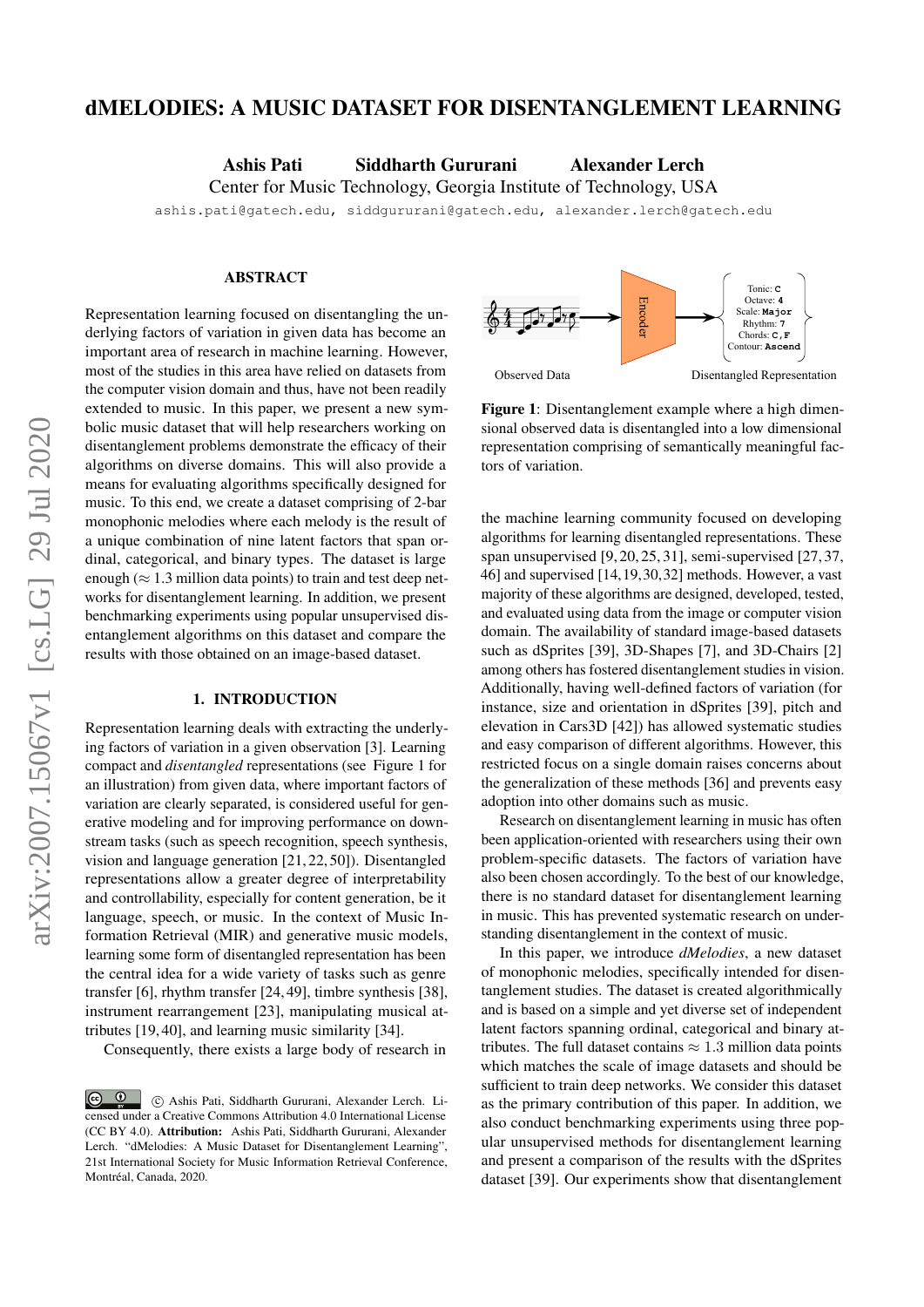# dMELODIES: A MUSIC DATASET FOR DISENTANGLEMENT LEARNING

**Ashis Pati** **Siddharth Gururani** **Alexander Lerch**

Center for Music Technology, Georgia Institute of Technology, USA

ashis.pati@gatech.edu, siddgururani@gatech.edu, alexander.lerch@gatech.edu

## ABSTRACT

Representation learning focused on disentangling the underlying factors of variation in given data has become an important area of research in machine learning. However, most of the studies in this area have relied on datasets from the computer vision domain and thus, have not been readily extended to music. In this paper, we present a new symbolic music dataset that will help researchers working on disentanglement problems demonstrate the efficacy of their algorithms on diverse domains. This will also provide a means for evaluating algorithms specifically designed for music. To this end, we create a dataset comprising of 2-bar monophonic melodies where each melody is the result of a unique combination of nine latent factors that span ordinal, categorical, and binary types. The dataset is large enough ($\approx$ 1.3 million data points) to train and test deep networks for disentanglement learning. In addition, we present benchmarking experiments using popular unsupervised disentanglement algorithms on this dataset and compare the results with those obtained on an image-based dataset.

## 1. INTRODUCTION

Representation learning deals with extracting the underlying factors of variation in a given observation [3]. Learning compact and *disentangled* representations (see Figure 1 for an illustration) from given data, where important factors of variation are clearly separated, is considered useful for generative modeling and for improving performance on downstream tasks (such as speech recognition, speech synthesis, vision and language generation [21, 22, 50]). Disentangled representations allow a greater degree of interpretability and controllability, especially for content generation, be it language, speech, or music. In the context of Music Information Retrieval (MIR) and generative music models, learning some form of disentangled representation has been the central idea for a wide variety of tasks such as genre transfer [6], rhythm transfer [24, 49], timbre synthesis [38], instrument rearrangement [23], manipulating musical attributes [19, 40], and learning music similarity [34].

Consequently, there exists a large body of research in the machine learning community focused on developing algorithms for learning disentangled representations. These span unsupervised [9, 20, 25, 31], semi-supervised [27, 37, 46] and supervised [14, 19, 30, 32] methods. However, a vast majority of these algorithms are designed, developed, tested, and evaluated using data from the image or computer vision domain. The availability of standard image-based datasets such as dSprites [39], 3D-Shapes [7], and 3D-Chairs [2] among others has fostered disentanglement studies in vision. Additionally, having well-defined factors of variation (for instance, size and orientation in dSprites [39], pitch and elevation in Cars3D [42]) has allowed systematic studies and easy comparison of different algorithms. However, this restricted focus on a single domain raises concerns about the generalization of these methods [36] and prevents easy adoption into other domains such as music.

Research on disentanglement learning in music has often been application-oriented with researchers using their own problem-specific datasets. The factors of variation have also been chosen accordingly. To the best of our knowledge, there is no standard dataset for disentanglement learning in music. This has prevented systematic research on understanding disentanglement in the context of music.

In this paper, we introduce *dMelodies*, a new dataset of monophonic melodies, specifically intended for disentanglement studies. The dataset is created algorithmically and is based on a simple and yet diverse set of independent latent factors spanning ordinal, categorical and binary attributes. The full dataset contains $\approx$ 1.3 million data points which matches the scale of image datasets and should be sufficient to train deep networks. We consider this dataset as the primary contribution of this paper. In addition, we also conduct benchmarking experiments using three popular unsupervised methods for disentanglement learning and present a comparison of the results with the dSprites dataset [39]. Our experiments show that disentanglement

Figure 1: Disentanglement example where a high dimensional observed data is disentangled into a low dimensional representation comprising of semantically meaningful factors of variation.

© Ashis Pati, Siddharth Gururani, Alexander Lerch. Licensed under a Creative Commons Attribution 4.0 International License (CC BY 4.0). **Attribution:** Ashis Pati, Siddharth Gururani, Alexander Lerch. "dMelodies: A Music Dataset for Disentanglement Learning", 21st International Society for Music Information Retrieval Conference, Montréal, Canada, 2020.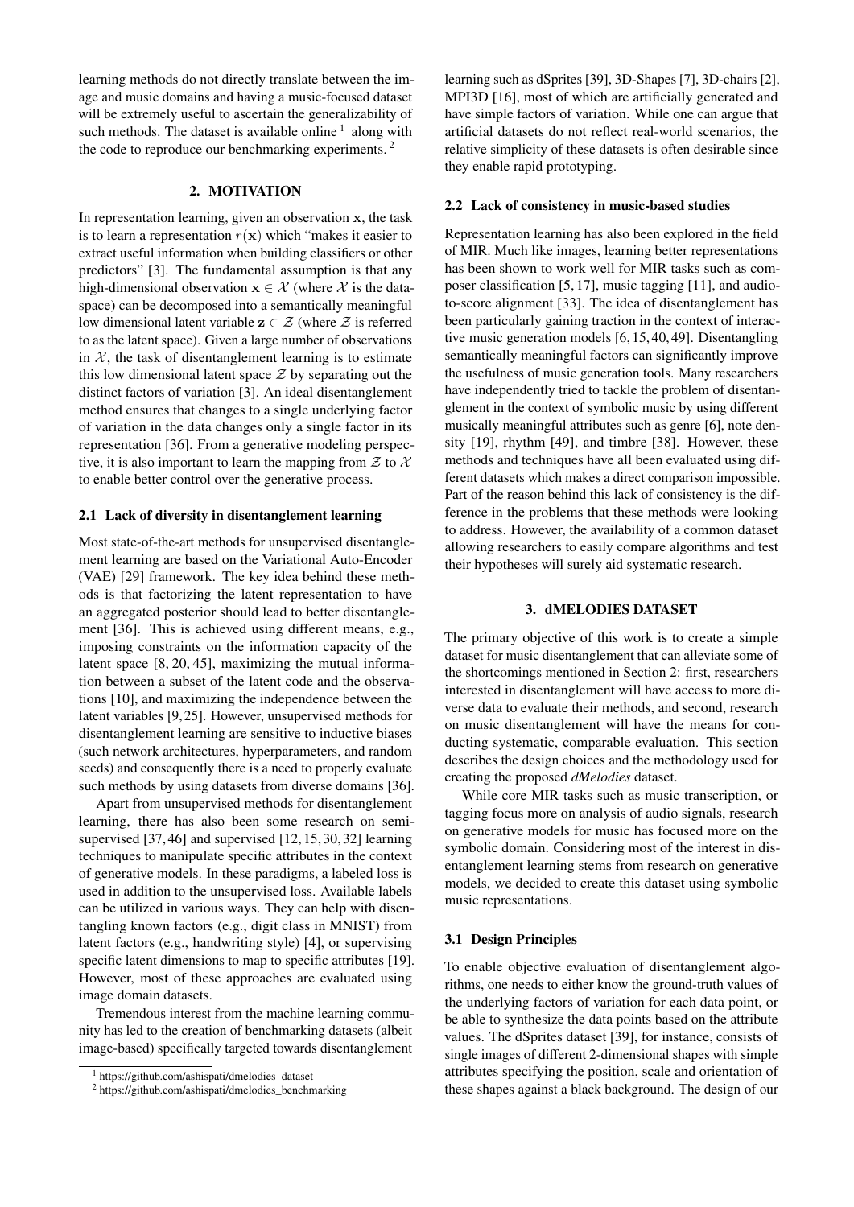learning methods do not directly translate between the image and music domains and having a music-focused dataset will be extremely useful to ascertain the generalizability of such methods. The dataset is available online [1] along with the code to reproduce our benchmarking experiments. [2]

## 2. MOTIVATION

In representation learning, given an observation $\mathbf{x}$, the task is to learn a representation $r(\mathbf{x})$ which "makes it easier to extract useful information when building classifiers or other predictors" [3]. The fundamental assumption is that any high-dimensional observation $\mathbf{x} \in \mathcal{X}$ (where $\mathcal{X}$ is the data-space) can be decomposed into a semantically meaningful low dimensional latent variable $\mathbf{z} \in \mathcal{Z}$ (where $\mathcal{Z}$ is referred to as the latent space). Given a large number of observations in $\mathcal{X}$, the task of disentanglement learning is to estimate this low dimensional latent space $\mathcal{Z}$ by separating out the distinct factors of variation [3]. An ideal disentanglement method ensures that changes to a single underlying factor of variation in the data changes only a single factor in its representation [36]. From a generative modeling perspective, it is also important to learn the mapping from $\mathcal{Z}$ to $\mathcal{X}$ to enable better control over the generative process.

### 2.1 Lack of diversity in disentanglement learning

Most state-of-the-art methods for unsupervised disentanglement learning are based on the Variational Auto-Encoder (VAE) [29] framework. The key idea behind these methods is that factorizing the latent representation to have an aggregated posterior should lead to better disentanglement [36]. This is achieved using different means, e.g., imposing constraints on the information capacity of the latent space [8, 20, 45], maximizing the mutual information between a subset of the latent code and the observations [10], and maximizing the independence between the latent variables [9, 25]. However, unsupervised methods for disentanglement learning are sensitive to inductive biases (such network architectures, hyperparameters, and random seeds) and consequently there is a need to properly evaluate such methods by using datasets from diverse domains [36].

Apart from unsupervised methods for disentanglement learning, there has also been some research on semi-supervised [37, 46] and supervised [12, 15, 30, 32] learning techniques to manipulate specific attributes in the context of generative models. In these paradigms, a labeled loss is used in addition to the unsupervised loss. Available labels can be utilized in various ways. They can help with disentangling known factors (e.g., digit class in MNIST) from latent factors (e.g., handwriting style) [4], or supervising specific latent dimensions to map to specific attributes [19]. However, most of these approaches are evaluated using image domain datasets.

Tremendous interest from the machine learning community has led to the creation of benchmarking datasets (albeit image-based) specifically targeted towards disentanglement learning such as dSprites [39], 3D-Shapes [7], 3D-chairs [2], MPI3D [16], most of which are artificially generated and have simple factors of variation. While one can argue that artificial datasets do not reflect real-world scenarios, the relative simplicity of these datasets is often desirable since they enable rapid prototyping.

### 2.2 Lack of consistency in music-based studies

Representation learning has also been explored in the field of MIR. Much like images, learning better representations has been shown to work well for MIR tasks such as composer classification [5, 17], music tagging [11], and audio-to-score alignment [33]. The idea of disentanglement has been particularly gaining traction in the context of interactive music generation models [6, 15, 40, 49]. Disentangling semantically meaningful factors can significantly improve the usefulness of music generation tools. Many researchers have independently tried to tackle the problem of disentanglement in the context of symbolic music by using different musically meaningful attributes such as genre [6], note density [19], rhythm [49], and timbre [38]. However, these methods and techniques have all been evaluated using different datasets which makes a direct comparison impossible. Part of the reason behind this lack of consistency is the difference in the problems that these methods were looking to address. However, the availability of a common dataset allowing researchers to easily compare algorithms and test their hypotheses will surely aid systematic research.

## 3. dMELODIES DATASET

The primary objective of this work is to create a simple dataset for music disentanglement that can alleviate some of the shortcomings mentioned in Section 2: first, researchers interested in disentanglement will have access to more diverse data to evaluate their methods, and second, research on music disentanglement will have the means for conducting systematic, comparable evaluation. This section describes the design choices and the methodology used for creating the proposed *dMelodies* dataset.

While core MIR tasks such as music transcription, or tagging focus more on analysis of audio signals, research on generative models for music has focused more on the symbolic domain. Considering most of the interest in disentanglement learning stems from research on generative models, we decided to create this dataset using symbolic music representations.

### 3.1 Design Principles

To enable objective evaluation of disentanglement algorithms, one needs to either know the ground-truth values of the underlying factors of variation for each data point, or be able to synthesize the data points based on the attribute values. The dSprites dataset [39], for instance, consists of single images of different 2-dimensional shapes with simple attributes specifying the position, scale and orientation of these shapes against a black background. The design of our

[1] https://github.com/ashispati/dmelodies_dataset

[2] https://github.com/ashispati/dmelodies_benchmarking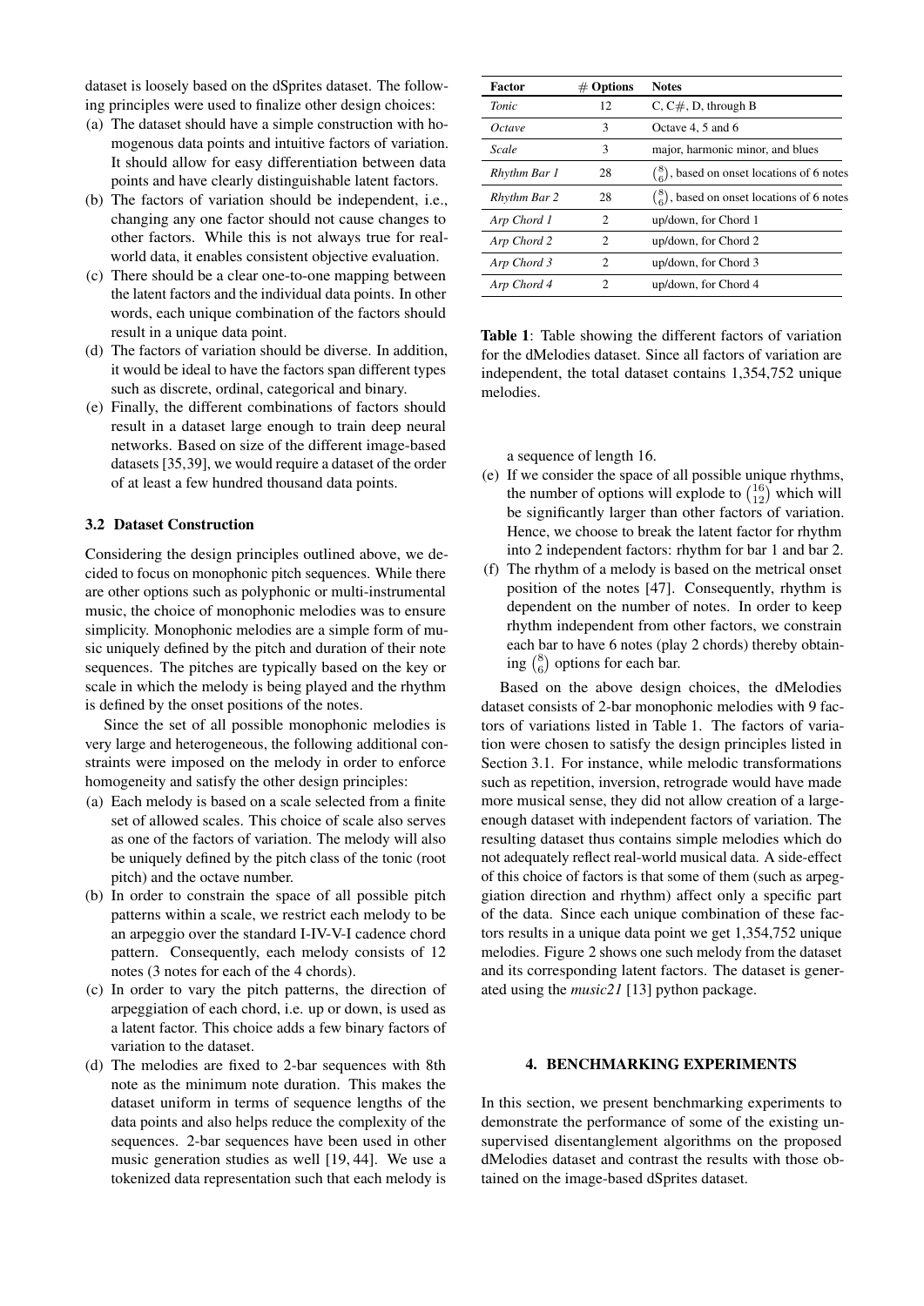dataset is loosely based on the dSprites dataset. The following principles were used to finalize other design choices:

(a) The dataset should have a simple construction with homogenous data points and intuitive factors of variation. It should allow for easy differentiation between data points and have clearly distinguishable latent factors.
(b) The factors of variation should be independent, i.e., changing any one factor should not cause changes to other factors. While this is not always true for real-world data, it enables consistent objective evaluation.
(c) There should be a clear one-to-one mapping between the latent factors and the individual data points. In other words, each unique combination of the factors should result in a unique data point.
(d) The factors of variation should be diverse. In addition, it would be ideal to have the factors span different types such as discrete, ordinal, categorical and binary.
(e) Finally, the different combinations of factors should result in a dataset large enough to train deep neural networks. Based on size of the different image-based datasets [35,39], we would require a dataset of the order of at least a few hundred thousand data points.

### 3.2 Dataset Construction

Considering the design principles outlined above, we decided to focus on monophonic pitch sequences. While there are other options such as polyphonic or multi-instrumental music, the choice of monophonic melodies was to ensure simplicity. Monophonic melodies are a simple form of music uniquely defined by the pitch and duration of their note sequences. The pitches are typically based on the key or scale in which the melody is being played and the rhythm is defined by the onset positions of the notes.

Since the set of all possible monophonic melodies is very large and heterogeneous, the following additional constraints were imposed on the melody in order to enforce homogeneity and satisfy the other design principles:

(a) Each melody is based on a scale selected from a finite set of allowed scales. This choice of scale also serves as one of the factors of variation. The melody will also be uniquely defined by the pitch class of the tonic (root pitch) and the octave number.
(b) In order to constrain the space of all possible pitch patterns within a scale, we restrict each melody to be an arpeggio over the standard I-IV-V-I cadence chord pattern. Consequently, each melody consists of 12 notes (3 notes for each of the 4 chords).
(c) In order to vary the pitch patterns, the direction of arpeggiation of each chord, i.e. up or down, is used as a latent factor. This choice adds a few binary factors of variation to the dataset.
(d) The melodies are fixed to 2-bar sequences with 8th note as the minimum note duration. This makes the dataset uniform in terms of sequence lengths of the data points and also helps reduce the complexity of the sequences. 2-bar sequences have been used in other music generation studies as well [19, 44]. We use a tokenized data representation such that each melody is a sequence of length 16.
(e) If we consider the space of all possible unique rhythms, the number of options will explode to $\binom{16}{12}$ which will be significantly larger than other factors of variation. Hence, we choose to break the latent factor for rhythm into 2 independent factors: rhythm for bar 1 and bar 2.
(f) The rhythm of a melody is based on the metrical onset position of the notes [47]. Consequently, rhythm is dependent on the number of notes. In order to keep rhythm independent from other factors, we constrain each bar to have 6 notes (play 2 chords) thereby obtaining $\binom{8}{6}$ options for each bar.

| Factor | # Options | Notes |
|---|---|---|
| *Tonic* | 12 | C, C#, D, through B |
| *Octave* | 3 | Octave 4, 5 and 6 |
| *Scale* | 3 | major, harmonic minor, and blues |
| *Rhythm Bar 1* | 28 | $\binom{8}{6}$, based on onset locations of 6 notes |
| *Rhythm Bar 2* | 28 | $\binom{8}{6}$, based on onset locations of 6 notes |
| *Arp Chord 1* | 2 | up/down, for Chord 1 |
| *Arp Chord 2* | 2 | up/down, for Chord 2 |
| *Arp Chord 3* | 2 | up/down, for Chord 3 |
| *Arp Chord 4* | 2 | up/down, for Chord 4 |

**Table 1**: Table showing the different factors of variation for the dMelodies dataset. Since all factors of variation are independent, the total dataset contains 1,354,752 unique melodies.

Based on the above design choices, the dMelodies dataset consists of 2-bar monophonic melodies with 9 factors of variations listed in Table 1. The factors of variation were chosen to satisfy the design principles listed in Section 3.1. For instance, while melodic transformations such as repetition, inversion, retrograde would have made more musical sense, they did not allow creation of a large-enough dataset with independent factors of variation. The resulting dataset thus contains simple melodies which do not adequately reflect real-world musical data. A side-effect of this choice of factors is that some of them (such as arpeggiation direction and rhythm) affect only a specific part of the data. Since each unique combination of these factors results in a unique data point we get 1,354,752 unique melodies. Figure 2 shows one such melody from the dataset and its corresponding latent factors. The dataset is generated using the *music21* [13] python package.

## 4. BENCHMARKING EXPERIMENTS

In this section, we present benchmarking experiments to demonstrate the performance of some of the existing unsupervised disentanglement algorithms on the proposed dMelodies dataset and contrast the results with those obtained on the image-based dSprites dataset.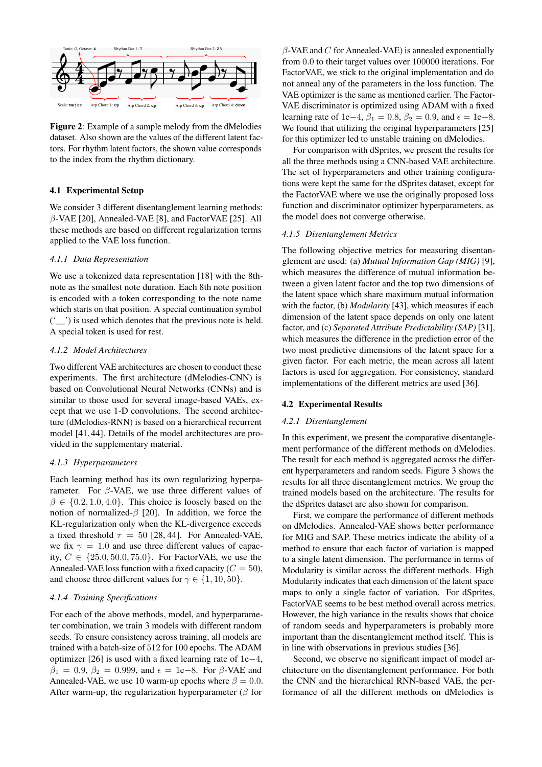**Figure 2**: Example of a sample melody from the dMelodies dataset. Also shown are the values of the different latent factors. For rhythm latent factors, the shown value corresponds to the index from the rhythm dictionary.

### 4.1 Experimental Setup

We consider 3 different disentanglement learning methods: $\beta$-VAE [20], Annealed-VAE [8], and FactorVAE [25]. All these methods are based on different regularization terms applied to the VAE loss function.

#### 4.1.1 Data Representation

We use a tokenized data representation [18] with the 8th-note as the smallest note duration. Each 8th note position is encoded with a token corresponding to the note name which starts on that position. A special continuation symbol ('__') is used which denotes that the previous note is held. A special token is used for rest.

#### 4.1.2 Model Architectures

Two different VAE architectures are chosen to conduct these experiments. The first architecture (dMelodies-CNN) is based on Convolutional Neural Networks (CNNs) and is similar to those used for several image-based VAEs, except that we use 1-D convolutions. The second architecture (dMelodies-RNN) is based on a hierarchical recurrent model [41, 44]. Details of the model architectures are provided in the supplementary material.

#### 4.1.3 Hyperparameters

Each learning method has its own regularizing hyperparameter. For $\beta$-VAE, we use three different values of $\beta \in \{0.2, 1.0, 4.0\}$. This choice is loosely based on the notion of normalized-$\beta$ [20]. In addition, we force the KL-regularization only when the KL-divergence exceeds a fixed threshold $\tau = 50$ [28, 44]. For Annealed-VAE, we fix $\gamma = 1.0$ and use three different values of capacity, $C \in \{25.0, 50.0, 75.0\}$. For FactorVAE, we use the Annealed-VAE loss function with a fixed capacity ($C = 50$), and choose three different values for $\gamma \in \{1, 10, 50\}$.

#### 4.1.4 Training Specifications

For each of the above methods, model, and hyperparameter combination, we train 3 models with different random seeds. To ensure consistency across training, all models are trained with a batch-size of 512 for 100 epochs. The ADAM optimizer [26] is used with a fixed learning rate of 1e$-$4, $\beta_1 = 0.9$, $\beta_2 = 0.999$, and $\epsilon = $ 1e$-$8. For $\beta$-VAE and Annealed-VAE, we use 10 warm-up epochs where $\beta = 0.0$. After warm-up, the regularization hyperparameter ($\beta$ for $\beta$-VAE and $C$ for Annealed-VAE) is annealed exponentially from 0.0 to their target values over 100000 iterations. For FactorVAE, we stick to the original implementation and do not anneal any of the parameters in the loss function. The VAE optimizer is the same as mentioned earlier. The FactorVAE discriminator is optimized using ADAM with a fixed learning rate of 1e$-$4, $\beta_1 = 0.8$, $\beta_2 = 0.9$, and $\epsilon = $ 1e$-$8. We found that utilizing the original hyperparameters [25] for this optimizer led to unstable training on dMelodies.

For comparison with dSprites, we present the results for all the three methods using a CNN-based VAE architecture. The set of hyperparameters and other training configurations were kept the same for the dSprites dataset, except for the FactorVAE where we use the originally proposed loss function and discriminator optimizer hyperparameters, as the model does not converge otherwise.

#### 4.1.5 Disentanglement Metrics

The following objective metrics for measuring disentanglement are used: (a) *Mutual Information Gap (MIG)* [9], which measures the difference of mutual information between a given latent factor and the top two dimensions of the latent space which share maximum mutual information with the factor, (b) *Modularity* [43], which measures if each dimension of the latent space depends on only one latent factor, and (c) *Separated Attribute Predictability (SAP)* [31], which measures the difference in the prediction error of the two most predictive dimensions of the latent space for a given factor. For each metric, the mean across all latent factors is used for aggregation. For consistency, standard implementations of the different metrics are used [36].

### 4.2 Experimental Results

#### 4.2.1 Disentanglement

In this experiment, we present the comparative disentanglement performance of the different methods on dMelodies. The result for each method is aggregated across the different hyperparameters and random seeds. Figure 3 shows the results for all three disentanglement metrics. We group the trained models based on the architecture. The results for the dSprites dataset are also shown for comparison.

First, we compare the performance of different methods on dMelodies. Annealed-VAE shows better performance for MIG and SAP. These metrics indicate the ability of a method to ensure that each factor of variation is mapped to a single latent dimension. The performance in terms of Modularity is similar across the different methods. High Modularity indicates that each dimension of the latent space maps to only a single factor of variation. For dSprites, FactorVAE seems to be best method overall across metrics. However, the high variance in the results shows that choice of random seeds and hyperparameters is probably more important than the disentanglement method itself. This is in line with observations in previous studies [36].

Second, we observe no significant impact of model architecture on the disentanglement performance. For both the CNN and the hierarchical RNN-based VAE, the performance of all the different methods on dMelodies is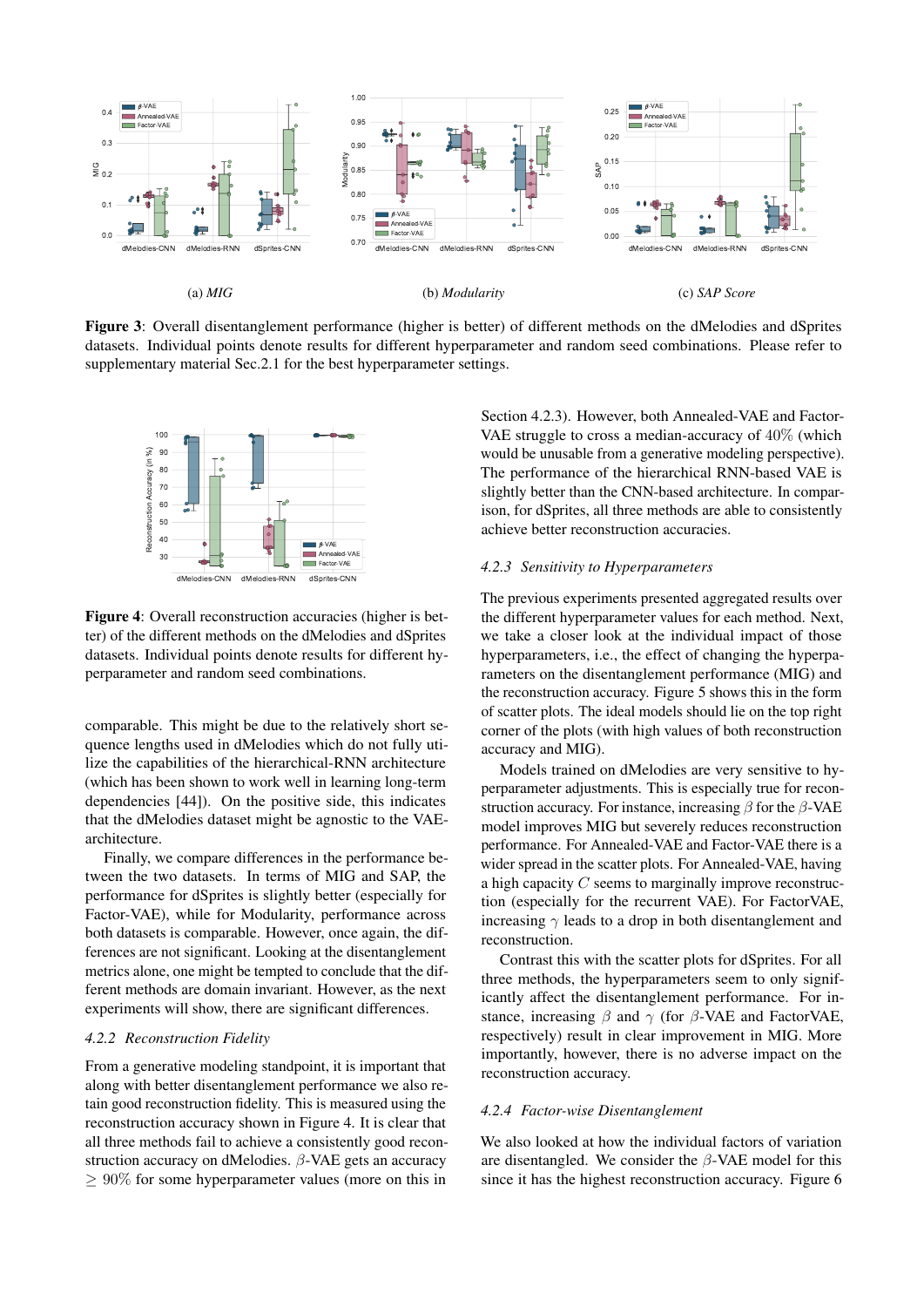(a) *MIG*

(b) *Modularity*

(c) *SAP Score*

**Figure 3**: Overall disentanglement performance (higher is better) of different methods on the dMelodies and dSprites datasets. Individual points denote results for different hyperparameter and random seed combinations. Please refer to supplementary material Sec.2.1 for the best hyperparameter settings.

**Figure 4**: Overall reconstruction accuracies (higher is better) of the different methods on the dMelodies and dSprites datasets. Individual points denote results for different hyperparameter and random seed combinations.

comparable. This might be due to the relatively short sequence lengths used in dMelodies which do not fully utilize the capabilities of the hierarchical-RNN architecture (which has been shown to work well in learning long-term dependencies [44]). On the positive side, this indicates that the dMelodies dataset might be agnostic to the VAE-architecture.

Finally, we compare differences in the performance between the two datasets. In terms of MIG and SAP, the performance for dSprites is slightly better (especially for Factor-VAE), while for Modularity, performance across both datasets is comparable. However, once again, the differences are not significant. Looking at the disentanglement metrics alone, one might be tempted to conclude that the different methods are domain invariant. However, as the next experiments will show, there are significant differences.

#### *4.2.2 Reconstruction Fidelity*

From a generative modeling standpoint, it is important that along with better disentanglement performance we also retain good reconstruction fidelity. This is measured using the reconstruction accuracy shown in Figure 4. It is clear that all three methods fail to achieve a consistently good reconstruction accuracy on dMelodies. $\beta$-VAE gets an accuracy $\geq 90\%$ for some hyperparameter values (more on this in Section 4.2.3). However, both Annealed-VAE and Factor-VAE struggle to cross a median-accuracy of $40\%$ (which would be unusable from a generative modeling perspective). The performance of the hierarchical RNN-based VAE is slightly better than the CNN-based architecture. In comparison, for dSprites, all three methods are able to consistently achieve better reconstruction accuracies.

#### *4.2.3 Sensitivity to Hyperparameters*

The previous experiments presented aggregated results over the different hyperparameter values for each method. Next, we take a closer look at the individual impact of those hyperparameters, i.e., the effect of changing the hyperparameters on the disentanglement performance (MIG) and the reconstruction accuracy. Figure 5 shows this in the form of scatter plots. The ideal models should lie on the top right corner of the plots (with high values of both reconstruction accuracy and MIG).

Models trained on dMelodies are very sensitive to hyperparameter adjustments. This is especially true for reconstruction accuracy. For instance, increasing $\beta$ for the $\beta$-VAE model improves MIG but severely reduces reconstruction performance. For Annealed-VAE and Factor-VAE there is a wider spread in the scatter plots. For Annealed-VAE, having a high capacity $C$ seems to marginally improve reconstruction (especially for the recurrent VAE). For FactorVAE, increasing $\gamma$ leads to a drop in both disentanglement and reconstruction.

Contrast this with the scatter plots for dSprites. For all three methods, the hyperparameters seem to only significantly affect the disentanglement performance. For instance, increasing $\beta$ and $\gamma$ (for $\beta$-VAE and FactorVAE, respectively) result in clear improvement in MIG. More importantly, however, there is no adverse impact on the reconstruction accuracy.

#### *4.2.4 Factor-wise Disentanglement*

We also looked at how the individual factors of variation are disentangled. We consider the $\beta$-VAE model for this since it has the highest reconstruction accuracy. Figure 6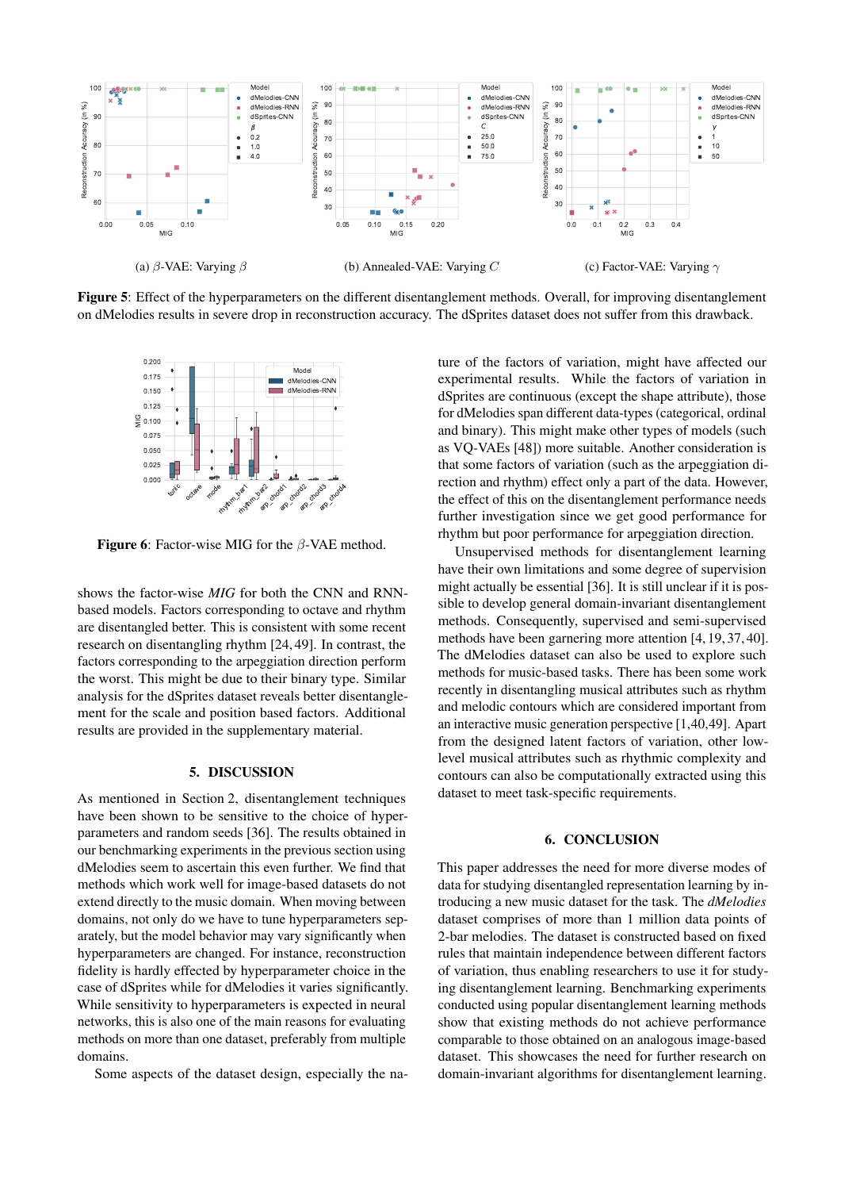(a) $\beta$-VAE: Varying $\beta$

(b) Annealed-VAE: Varying $C$

(c) Factor-VAE: Varying $\gamma$

**Figure 5**: Effect of the hyperparameters on the different disentanglement methods. Overall, for improving disentanglement on dMelodies results in severe drop in reconstruction accuracy. The dSprites dataset does not suffer from this drawback.

**Figure 6**: Factor-wise MIG for the $\beta$-VAE method.

shows the factor-wise *MIG* for both the CNN and RNN-based models. Factors corresponding to octave and rhythm are disentangled better. This is consistent with some recent research on disentangling rhythm [24, 49]. In contrast, the factors corresponding to the arpeggiation direction perform the worst. This might be due to their binary type. Similar analysis for the dSprites dataset reveals better disentanglement for the scale and position based factors. Additional results are provided in the supplementary material.

## 5. DISCUSSION

As mentioned in Section 2, disentanglement techniques have been shown to be sensitive to the choice of hyperparameters and random seeds [36]. The results obtained in our benchmarking experiments in the previous section using dMelodies seem to ascertain this even further. We find that methods which work well for image-based datasets do not extend directly to the music domain. When moving between domains, not only do we have to tune hyperparameters separately, but the model behavior may vary significantly when hyperparameters are changed. For instance, reconstruction fidelity is hardly effected by hyperparameter choice in the case of dSprites while for dMelodies it varies significantly. While sensitivity to hyperparameters is expected in neural networks, this is also one of the main reasons for evaluating methods on more than one dataset, preferably from multiple domains.

Some aspects of the dataset design, especially the nature of the factors of variation, might have affected our experimental results. While the factors of variation in dSprites are continuous (except the shape attribute), those for dMelodies span different data-types (categorical, ordinal and binary). This might make other types of models (such as VQ-VAEs [48]) more suitable. Another consideration is that some factors of variation (such as the arpeggiation direction and rhythm) effect only a part of the data. However, the effect of this on the disentanglement performance needs further investigation since we get good performance for rhythm but poor performance for arpeggiation direction.

Unsupervised methods for disentanglement learning have their own limitations and some degree of supervision might actually be essential [36]. It is still unclear if it is possible to develop general domain-invariant disentanglement methods. Consequently, supervised and semi-supervised methods have been garnering more attention [4, 19, 37, 40]. The dMelodies dataset can also be used to explore such methods for music-based tasks. There has been some work recently in disentangling musical attributes such as rhythm and melodic contours which are considered important from an interactive music generation perspective [1, 40, 49]. Apart from the designed latent factors of variation, other low-level musical attributes such as rhythmic complexity and contours can also be computationally extracted using this dataset to meet task-specific requirements.

## 6. CONCLUSION

This paper addresses the need for more diverse modes of data for studying disentangled representation learning by introducing a new music dataset for the task. The *dMelodies* dataset comprises of more than 1 million data points of 2-bar melodies. The dataset is constructed based on fixed rules that maintain independence between different factors of variation, thus enabling researchers to use it for studying disentanglement learning. Benchmarking experiments conducted using popular disentanglement learning methods show that existing methods do not achieve performance comparable to those obtained on an analogous image-based dataset. This showcases the need for further research on domain-invariant algorithms for disentanglement learning.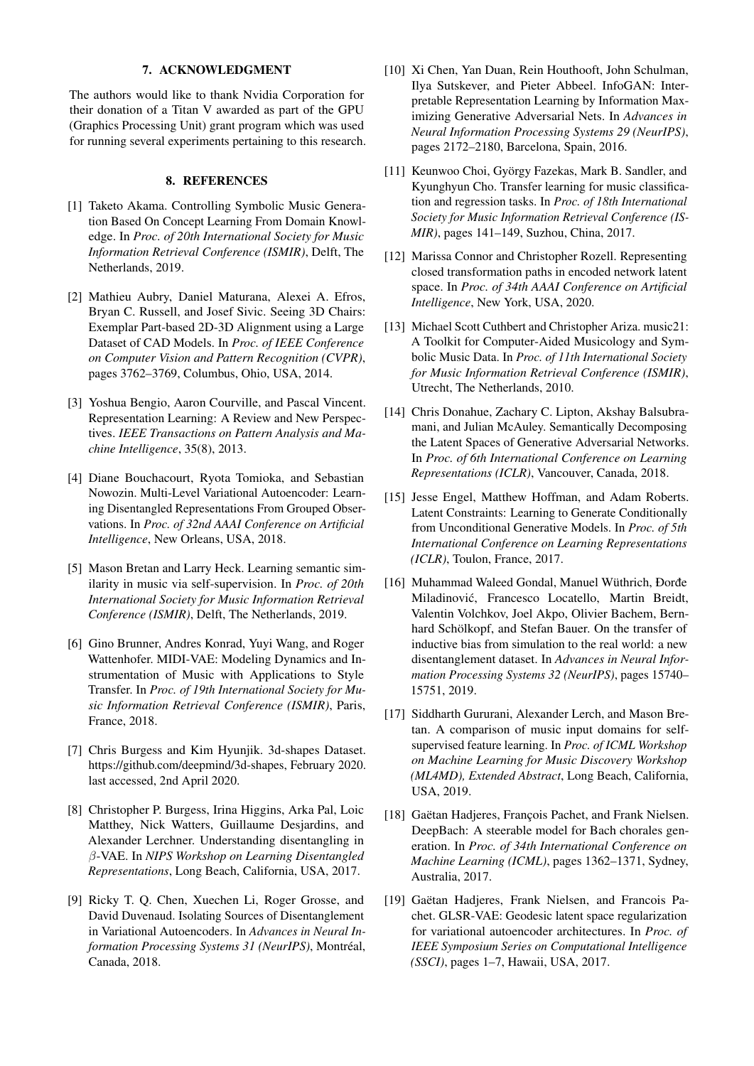## 7. ACKNOWLEDGMENT

The authors would like to thank Nvidia Corporation for their donation of a Titan V awarded as part of the GPU (Graphics Processing Unit) grant program which was used for running several experiments pertaining to this research.

## 8. REFERENCES

[1] Taketo Akama. Controlling Symbolic Music Generation Based On Concept Learning From Domain Knowledge. In *Proc. of 20th International Society for Music Information Retrieval Conference (ISMIR)*, Delft, The Netherlands, 2019.

[2] Mathieu Aubry, Daniel Maturana, Alexei A. Efros, Bryan C. Russell, and Josef Sivic. Seeing 3D Chairs: Exemplar Part-based 2D-3D Alignment using a Large Dataset of CAD Models. In *Proc. of IEEE Conference on Computer Vision and Pattern Recognition (CVPR)*, pages 3762–3769, Columbus, Ohio, USA, 2014.

[3] Yoshua Bengio, Aaron Courville, and Pascal Vincent. Representation Learning: A Review and New Perspectives. *IEEE Transactions on Pattern Analysis and Machine Intelligence*, 35(8), 2013.

[4] Diane Bouchacourt, Ryota Tomioka, and Sebastian Nowozin. Multi-Level Variational Autoencoder: Learning Disentangled Representations From Grouped Observations. In *Proc. of 32nd AAAI Conference on Artificial Intelligence*, New Orleans, USA, 2018.

[5] Mason Bretan and Larry Heck. Learning semantic similarity in music via self-supervision. In *Proc. of 20th International Society for Music Information Retrieval Conference (ISMIR)*, Delft, The Netherlands, 2019.

[6] Gino Brunner, Andres Konrad, Yuyi Wang, and Roger Wattenhofer. MIDI-VAE: Modeling Dynamics and Instrumentation of Music with Applications to Style Transfer. In *Proc. of 19th International Society for Music Information Retrieval Conference (ISMIR)*, Paris, France, 2018.

[7] Chris Burgess and Kim Hyunjik. 3d-shapes Dataset. https://github.com/deepmind/3d-shapes, February 2020. last accessed, 2nd April 2020.

[8] Christopher P. Burgess, Irina Higgins, Arka Pal, Loic Matthey, Nick Watters, Guillaume Desjardins, and Alexander Lerchner. Understanding disentangling in $\beta$-VAE. In *NIPS Workshop on Learning Disentangled Representations*, Long Beach, California, USA, 2017.

[9] Ricky T. Q. Chen, Xuechen Li, Roger Grosse, and David Duvenaud. Isolating Sources of Disentanglement in Variational Autoencoders. In *Advances in Neural Information Processing Systems 31 (NeurIPS)*, Montréal, Canada, 2018.

[10] Xi Chen, Yan Duan, Rein Houthooft, John Schulman, Ilya Sutskever, and Pieter Abbeel. InfoGAN: Interpretable Representation Learning by Information Maximizing Generative Adversarial Nets. In *Advances in Neural Information Processing Systems 29 (NeurIPS)*, pages 2172–2180, Barcelona, Spain, 2016.

[11] Keunwoo Choi, György Fazekas, Mark B. Sandler, and Kyunghyun Cho. Transfer learning for music classification and regression tasks. In *Proc. of 18th International Society for Music Information Retrieval Conference (ISMIR)*, pages 141–149, Suzhou, China, 2017.

[12] Marissa Connor and Christopher Rozell. Representing closed transformation paths in encoded network latent space. In *Proc. of 34th AAAI Conference on Artificial Intelligence*, New York, USA, 2020.

[13] Michael Scott Cuthbert and Christopher Ariza. music21: A Toolkit for Computer-Aided Musicology and Symbolic Music Data. In *Proc. of 11th International Society for Music Information Retrieval Conference (ISMIR)*, Utrecht, The Netherlands, 2010.

[14] Chris Donahue, Zachary C. Lipton, Akshay Balsubramani, and Julian McAuley. Semantically Decomposing the Latent Spaces of Generative Adversarial Networks. In *Proc. of 6th International Conference on Learning Representations (ICLR)*, Vancouver, Canada, 2018.

[15] Jesse Engel, Matthew Hoffman, and Adam Roberts. Latent Constraints: Learning to Generate Conditionally from Unconditional Generative Models. In *Proc. of 5th International Conference on Learning Representations (ICLR)*, Toulon, France, 2017.

[16] Muhammad Waleed Gondal, Manuel Wüthrich, Đorđe Miladinović, Francesco Locatello, Martin Breidt, Valentin Volchkov, Joel Akpo, Olivier Bachem, Bernhard Schölkopf, and Stefan Bauer. On the transfer of inductive bias from simulation to the real world: a new disentanglement dataset. In *Advances in Neural Information Processing Systems 32 (NeurIPS)*, pages 15740–15751, 2019.

[17] Siddharth Gururani, Alexander Lerch, and Mason Bretan. A comparison of music input domains for self-supervised feature learning. In *Proc. of ICML Workshop on Machine Learning for Music Discovery Workshop (ML4MD), Extended Abstract*, Long Beach, California, USA, 2019.

[18] Gaëtan Hadjeres, François Pachet, and Frank Nielsen. DeepBach: A steerable model for Bach chorales generation. In *Proc. of 34th International Conference on Machine Learning (ICML)*, pages 1362–1371, Sydney, Australia, 2017.

[19] Gaëtan Hadjeres, Frank Nielsen, and Francois Pachet. GLSR-VAE: Geodesic latent space regularization for variational autoencoder architectures. In *Proc. of IEEE Symposium Series on Computational Intelligence (SSCI)*, pages 1–7, Hawaii, USA, 2017.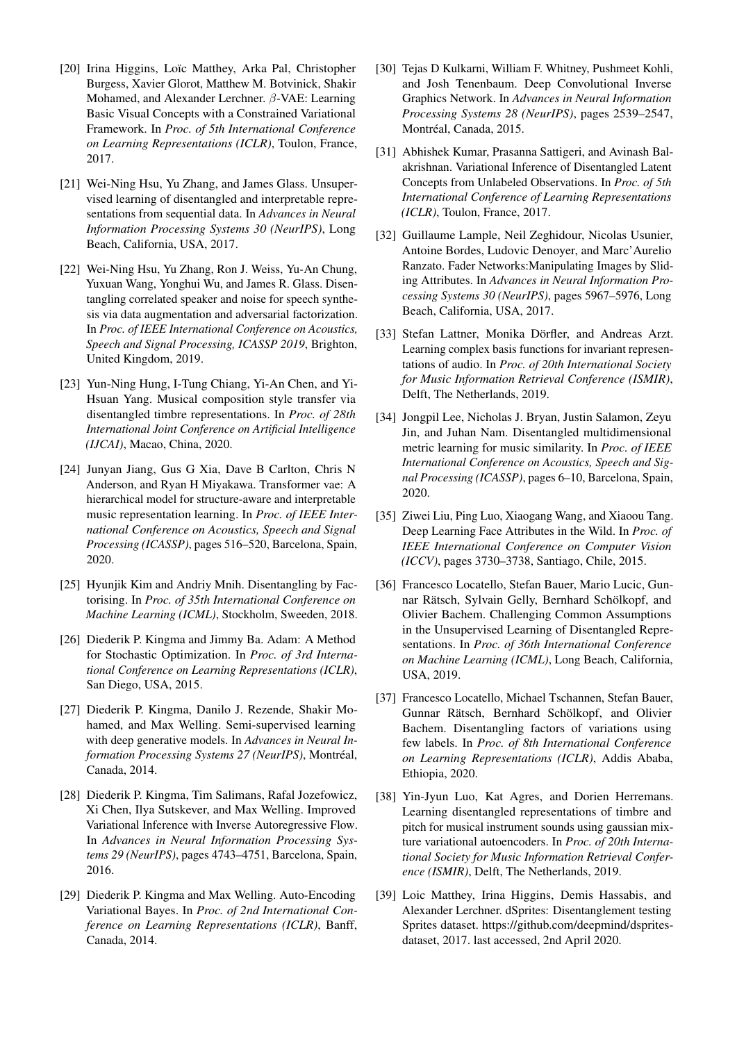[20] Irina Higgins, Loïc Matthey, Arka Pal, Christopher Burgess, Xavier Glorot, Matthew M. Botvinick, Shakir Mohamed, and Alexander Lerchner. $\beta$-VAE: Learning Basic Visual Concepts with a Constrained Variational Framework. In *Proc. of 5th International Conference on Learning Representations (ICLR)*, Toulon, France, 2017.

[21] Wei-Ning Hsu, Yu Zhang, and James Glass. Unsupervised learning of disentangled and interpretable representations from sequential data. In *Advances in Neural Information Processing Systems 30 (NeurIPS)*, Long Beach, California, USA, 2017.

[22] Wei-Ning Hsu, Yu Zhang, Ron J. Weiss, Yu-An Chung, Yuxuan Wang, Yonghui Wu, and James R. Glass. Disentangling correlated speaker and noise for speech synthesis via data augmentation and adversarial factorization. In *Proc. of IEEE International Conference on Acoustics, Speech and Signal Processing, ICASSP 2019*, Brighton, United Kingdom, 2019.

[23] Yun-Ning Hung, I-Tung Chiang, Yi-An Chen, and Yi-Hsuan Yang. Musical composition style transfer via disentangled timbre representations. In *Proc. of 28th International Joint Conference on Artificial Intelligence (IJCAI)*, Macao, China, 2020.

[24] Junyan Jiang, Gus G Xia, Dave B Carlton, Chris N Anderson, and Ryan H Miyakawa. Transformer vae: A hierarchical model for structure-aware and interpretable music representation learning. In *Proc. of IEEE International Conference on Acoustics, Speech and Signal Processing (ICASSP)*, pages 516–520, Barcelona, Spain, 2020.

[25] Hyunjik Kim and Andriy Mnih. Disentangling by Factorising. In *Proc. of 35th International Conference on Machine Learning (ICML)*, Stockholm, Sweeden, 2018.

[26] Diederik P. Kingma and Jimmy Ba. Adam: A Method for Stochastic Optimization. In *Proc. of 3rd International Conference on Learning Representations (ICLR)*, San Diego, USA, 2015.

[27] Diederik P. Kingma, Danilo J. Rezende, Shakir Mohamed, and Max Welling. Semi-supervised learning with deep generative models. In *Advances in Neural Information Processing Systems 27 (NeurIPS)*, Montréal, Canada, 2014.

[28] Diederik P. Kingma, Tim Salimans, Rafal Jozefowicz, Xi Chen, Ilya Sutskever, and Max Welling. Improved Variational Inference with Inverse Autoregressive Flow. In *Advances in Neural Information Processing Systems 29 (NeurIPS)*, pages 4743–4751, Barcelona, Spain, 2016.

[29] Diederik P. Kingma and Max Welling. Auto-Encoding Variational Bayes. In *Proc. of 2nd International Conference on Learning Representations (ICLR)*, Banff, Canada, 2014.

[30] Tejas D Kulkarni, William F. Whitney, Pushmeet Kohli, and Josh Tenenbaum. Deep Convolutional Inverse Graphics Network. In *Advances in Neural Information Processing Systems 28 (NeurIPS)*, pages 2539–2547, Montréal, Canada, 2015.

[31] Abhishek Kumar, Prasanna Sattigeri, and Avinash Balakrishnan. Variational Inference of Disentangled Latent Concepts from Unlabeled Observations. In *Proc. of 5th International Conference of Learning Representations (ICLR)*, Toulon, France, 2017.

[32] Guillaume Lample, Neil Zeghidour, Nicolas Usunier, Antoine Bordes, Ludovic Denoyer, and Marc'Aurelio Ranzato. Fader Networks:Manipulating Images by Sliding Attributes. In *Advances in Neural Information Processing Systems 30 (NeurIPS)*, pages 5967–5976, Long Beach, California, USA, 2017.

[33] Stefan Lattner, Monika Dörfler, and Andreas Arzt. Learning complex basis functions for invariant representations of audio. In *Proc. of 20th International Society for Music Information Retrieval Conference (ISMIR)*, Delft, The Netherlands, 2019.

[34] Jongpil Lee, Nicholas J. Bryan, Justin Salamon, Zeyu Jin, and Juhan Nam. Disentangled multidimensional metric learning for music similarity. In *Proc. of IEEE International Conference on Acoustics, Speech and Signal Processing (ICASSP)*, pages 6–10, Barcelona, Spain, 2020.

[35] Ziwei Liu, Ping Luo, Xiaogang Wang, and Xiaoou Tang. Deep Learning Face Attributes in the Wild. In *Proc. of IEEE International Conference on Computer Vision (ICCV)*, pages 3730–3738, Santiago, Chile, 2015.

[36] Francesco Locatello, Stefan Bauer, Mario Lucic, Gunnar Rätsch, Sylvain Gelly, Bernhard Schölkopf, and Olivier Bachem. Challenging Common Assumptions in the Unsupervised Learning of Disentangled Representations. In *Proc. of 36th International Conference on Machine Learning (ICML)*, Long Beach, California, USA, 2019.

[37] Francesco Locatello, Michael Tschannen, Stefan Bauer, Gunnar Rätsch, Bernhard Schölkopf, and Olivier Bachem. Disentangling factors of variations using few labels. In *Proc. of 8th International Conference on Learning Representations (ICLR)*, Addis Ababa, Ethiopia, 2020.

[38] Yin-Jyun Luo, Kat Agres, and Dorien Herremans. Learning disentangled representations of timbre and pitch for musical instrument sounds using gaussian mixture variational autoencoders. In *Proc. of 20th International Society for Music Information Retrieval Conference (ISMIR)*, Delft, The Netherlands, 2019.

[39] Loic Matthey, Irina Higgins, Demis Hassabis, and Alexander Lerchner. dSprites: Disentanglement testing Sprites dataset. https://github.com/deepmind/dsprites-dataset, 2017. last accessed, 2nd April 2020.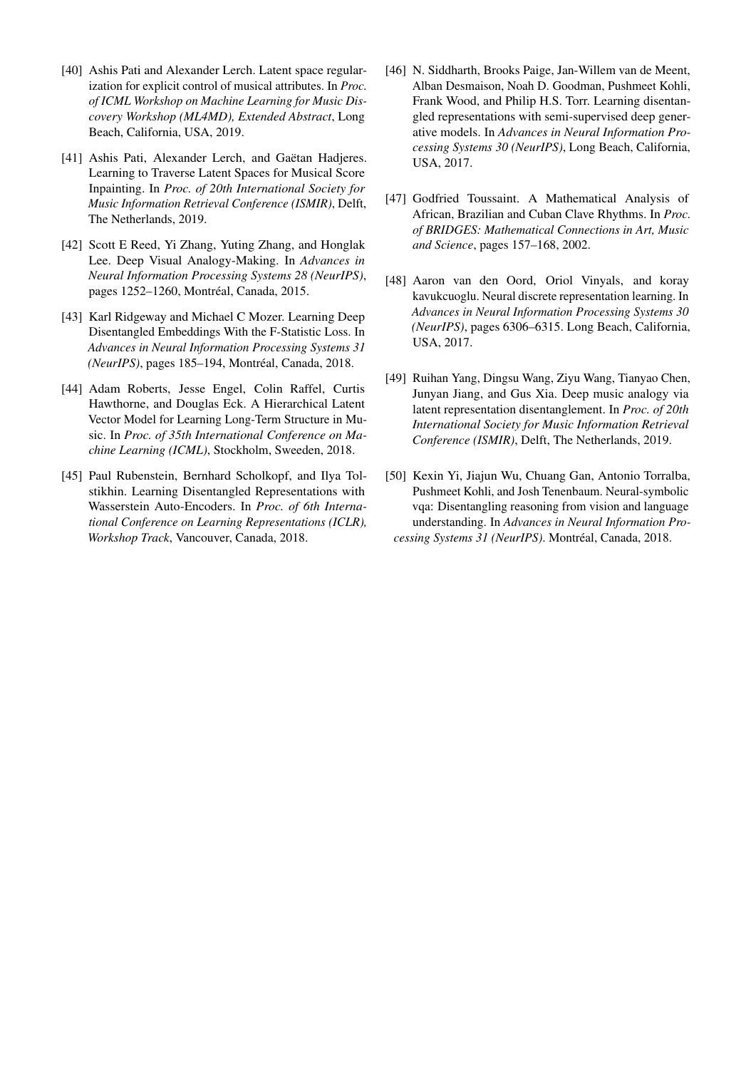[40] Ashis Pati and Alexander Lerch. Latent space regularization for explicit control of musical attributes. In *Proc. of ICML Workshop on Machine Learning for Music Discovery Workshop (ML4MD), Extended Abstract*, Long Beach, California, USA, 2019.

[41] Ashis Pati, Alexander Lerch, and Gaëtan Hadjeres. Learning to Traverse Latent Spaces for Musical Score Inpainting. In *Proc. of 20th International Society for Music Information Retrieval Conference (ISMIR)*, Delft, The Netherlands, 2019.

[42] Scott E Reed, Yi Zhang, Yuting Zhang, and Honglak Lee. Deep Visual Analogy-Making. In *Advances in Neural Information Processing Systems 28 (NeurIPS)*, pages 1252–1260, Montréal, Canada, 2015.

[43] Karl Ridgeway and Michael C Mozer. Learning Deep Disentangled Embeddings With the F-Statistic Loss. In *Advances in Neural Information Processing Systems 31 (NeurIPS)*, pages 185–194, Montréal, Canada, 2018.

[44] Adam Roberts, Jesse Engel, Colin Raffel, Curtis Hawthorne, and Douglas Eck. A Hierarchical Latent Vector Model for Learning Long-Term Structure in Music. In *Proc. of 35th International Conference on Machine Learning (ICML)*, Stockholm, Sweeden, 2018.

[45] Paul Rubenstein, Bernhard Scholkopf, and Ilya Tolstikhin. Learning Disentangled Representations with Wasserstein Auto-Encoders. In *Proc. of 6th International Conference on Learning Representations (ICLR), Workshop Track*, Vancouver, Canada, 2018.

[46] N. Siddharth, Brooks Paige, Jan-Willem van de Meent, Alban Desmaison, Noah D. Goodman, Pushmeet Kohli, Frank Wood, and Philip H.S. Torr. Learning disentangled representations with semi-supervised deep generative models. In *Advances in Neural Information Processing Systems 30 (NeurIPS)*, Long Beach, California, USA, 2017.

[47] Godfried Toussaint. A Mathematical Analysis of African, Brazilian and Cuban Clave Rhythms. In *Proc. of BRIDGES: Mathematical Connections in Art, Music and Science*, pages 157–168, 2002.

[48] Aaron van den Oord, Oriol Vinyals, and koray kavukcuoglu. Neural discrete representation learning. In *Advances in Neural Information Processing Systems 30 (NeurIPS)*, pages 6306–6315. Long Beach, California, USA, 2017.

[49] Ruihan Yang, Dingsu Wang, Ziyu Wang, Tianyao Chen, Junyan Jiang, and Gus Xia. Deep music analogy via latent representation disentanglement. In *Proc. of 20th International Society for Music Information Retrieval Conference (ISMIR)*, Delft, The Netherlands, 2019.

[50] Kexin Yi, Jiajun Wu, Chuang Gan, Antonio Torralba, Pushmeet Kohli, and Josh Tenenbaum. Neural-symbolic vqa: Disentangling reasoning from vision and language understanding. In *Advances in Neural Information Processing Systems 31 (NeurIPS)*. Montréal, Canada, 2018.